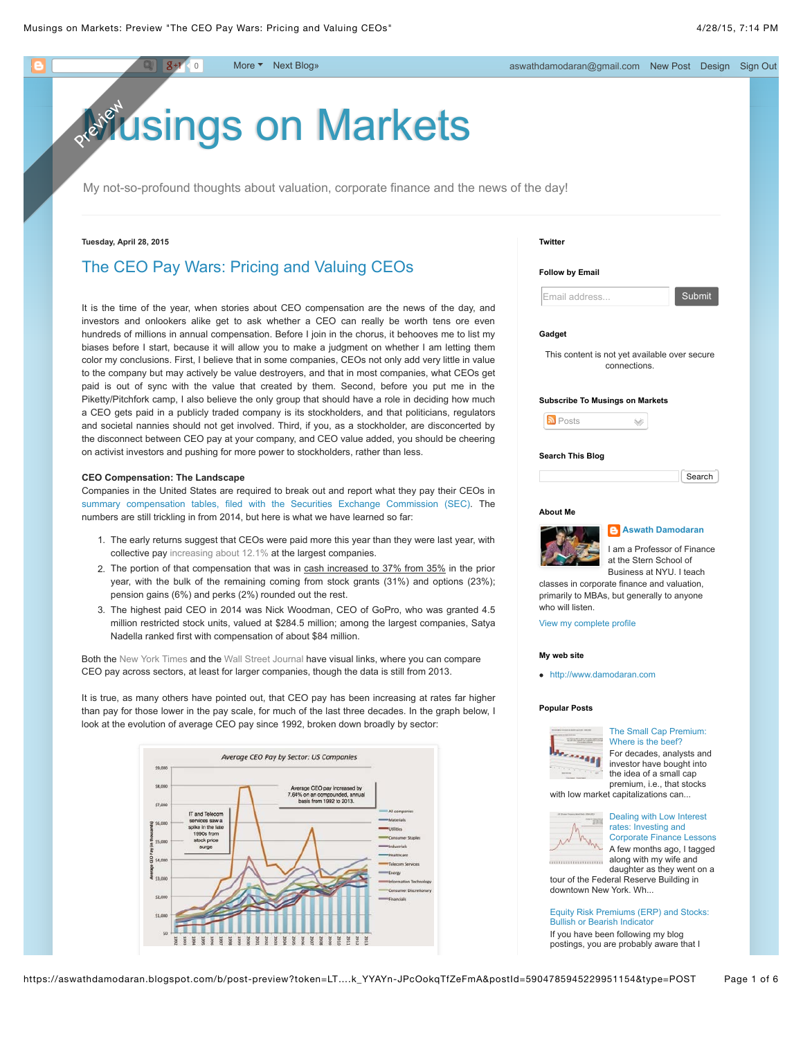# Musings on Markets

My not-so-profound thoughts about valuation, corporate finance and the news of the day!

**Tuesday, April 28, 2015**

## The CEO Pay Wars: Pricing and Valuing CEOs

It is the time of the year, when stories about CEO compensation are the news of the day, and investors and onlookers alike get to ask whether a CEO can really be worth tens ore even hundreds of millions in annual compensation. Before I join in the chorus, it behooves me to list my biases before I start, because it will allow you to make a judgment on whether I am letting them color my conclusions. First, I believe that in some companies, CEOs not only add very little in value to the company but may actively be value destroyers, and that in most companies, what CEOs get paid is out of sync with the value that created by them. Second, before you put me in the Piketty/Pitchfork camp, I also believe the only group that should have a role in deciding how much a CEO gets paid in a publicly traded company is its stockholders, and that politicians, regulators and societal nannies should not get involved. Third, if you, as a stockholder, are disconcerted by the disconnect between CEO pay at your company, and CEO value added, you should be cheering on activist investors and pushing for more power to stockholders, rather than less.

**CEO Compensation: The Landscape**

Companies in the United States are required to break out and report what they pay their CEOs in summary compensation tables, filed with the Securities Exchange Commission (SEC). The numbers are still trickling in from 2014, but here is what we have learned so far:

1. The early returns suggest that CEOs were paid more this year than they were last year, with collective pay increasing about 12.1% at the largest companies.
2. The portion of that compensation that was in cash increased to 37% from 35% in the prior year, with the bulk of the remaining coming from stock grants (31%) and options (23%); pension gains (6%) and perks (2%) rounded out the rest.
3. The highest paid CEO in 2014 was Nick Woodman, CEO of GoPro, who was granted 4.5 million restricted stock units, valued at $284.5 million; among the largest companies, Satya Nadella ranked first with compensation of about $84 million.

Both the New York Times and the Wall Street Journal have visual links, where you can compare CEO pay across sectors, at least for larger companies, though the data is still from 2013.

It is true, as many others have pointed out, that CEO pay has been increasing at rates far higher than pay for those lower in the pay scale, for much of the last three decades. In the graph below, I look at the evolution of average CEO pay since 1992, broken down broadly by sector:

Average CEO Pay by Sector: US Companies

Twitter

Follow by Email

Gadget

This content is not yet available over secure connections.

Subscribe To Musings on Markets

Search This Blog

About Me

Aswath Damodaran

I am a Professor of Finance at the Stern School of Business at NYU. I teach classes in corporate finance and valuation, primarily to MBAs, but generally to anyone who will listen.

View my complete profile

My web site

- http://www.damodaran.com

Popular Posts

The Small Cap Premium: Where is the beef?
For decades, analysts and investor have bought into the idea of a small cap premium, i.e., that stocks with low market capitalizations can...

Dealing with Low Interest rates: Investing and Corporate Finance Lessons
A few months ago, I tagged along with my wife and daughter as they went on a tour of the Federal Reserve Building in downtown New York. Wh...

Equity Risk Premiums (ERP) and Stocks: Bullish or Bearish Indicator
If you have been following my blog postings, you are probably aware that I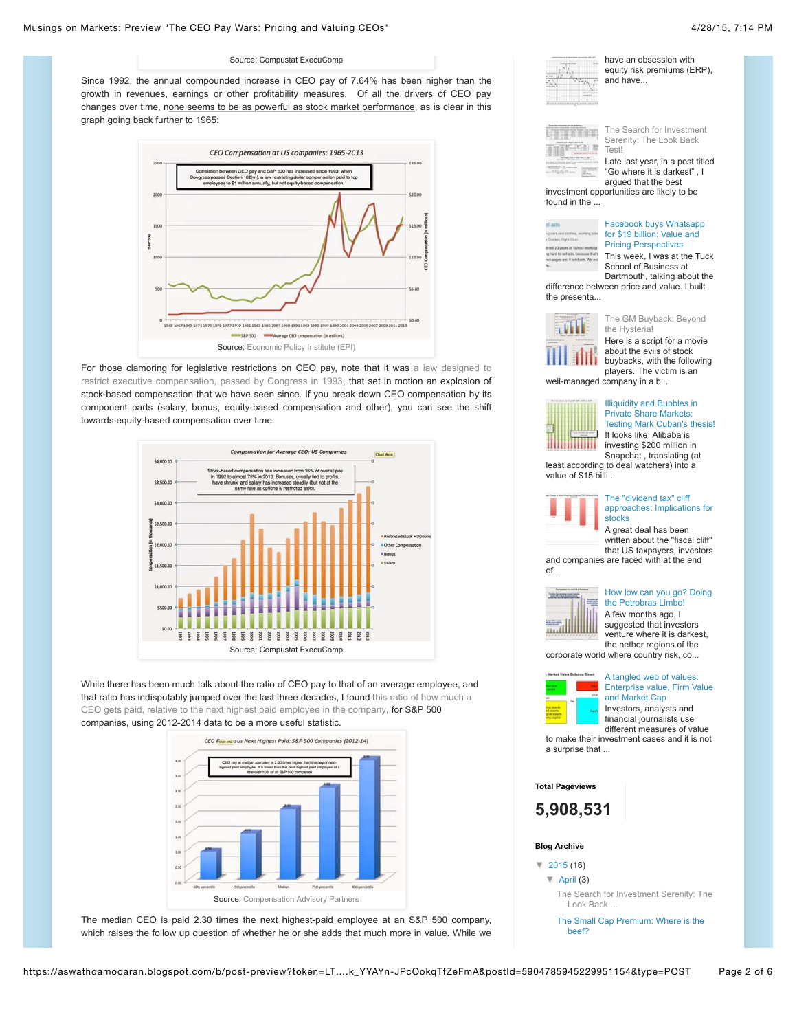Source: Compustat ExecuComp

Since 1992, the annual compounded increase in CEO pay of 7.64% has been higher than the growth in revenues, earnings or other profitability measures. Of all the drivers of CEO pay changes over time, none seems to be as powerful as stock market performance, as is clear in this graph going back further to 1965:

Source: Economic Policy Institute (EPI)

For those clamoring for legislative restrictions on CEO pay, note that it was a law designed to restrict executive compensation, passed by Congress in 1993, that set in motion an explosion of stock-based compensation that we have seen since. If you break down CEO compensation by its component parts (salary, bonus, equity-based compensation and other), you can see the shift towards equity-based compensation over time:

Source: Compustat ExecuComp

While there has been much talk about the ratio of CEO pay to that of an average employee, and that ratio has indisputably jumped over the last three decades, I found this ratio of how much a CEO gets paid, relative to the next highest paid employee in the company, for S&P 500 companies, using 2012-2014 data to be a more useful statistic.

Source: Compensation Advisory Partners

The median CEO is paid 2.30 times the next highest-paid employee at an S&P 500 company, which raises the follow up question of whether he or she adds that much more in value. While we

have an obsession with equity risk premiums (ERP), and have...

The Search for Investment Serenity: The Look Back Test!
Late last year, in a post titled "Go where it is darkest", I argued that the best investment opportunities are likely to be found in the ...

Facebook buys Whatsapp for $19 billion: Value and Pricing Perspectives
This week, I was at the Tuck School of Business at Dartmouth, talking about the difference between price and value. I built the presenta...

The GM Buyback: Beyond the Hysteria!
Here is a script for a movie about the evils of stock buybacks, with the following players. The victim is an well-managed company in a b...

Illiquidity and Bubbles in Private Share Markets: Testing Mark Cuban's thesis!
It looks like Alibaba is investing $200 million in Snapchat, translating (at least according to deal watchers) into a value of $15 billi...

The "dividend tax" cliff approaches: Implications for stocks
A great deal has been written about the "fiscal cliff" that US taxpayers, investors and companies are faced with at the end of...

How low can you go? Doing the Petrobras Limbo!
A few months ago, I suggested that investors venture where it is darkest, the nether regions of the corporate world where country risk, co...

A tangled web of values: Enterprise value, Firm Value and Market Cap
Investors, analysts and financial journalists use different measures of value to make their investment cases and it is not a surprise that ...

**Total Pageviews**

**5,908,531**

**Blog Archive**

- ▼ 2015 (16)
  - ▼ April (3)
    - The Search for Investment Serenity: The Look Back ...
    - The Small Cap Premium: Where is the beef?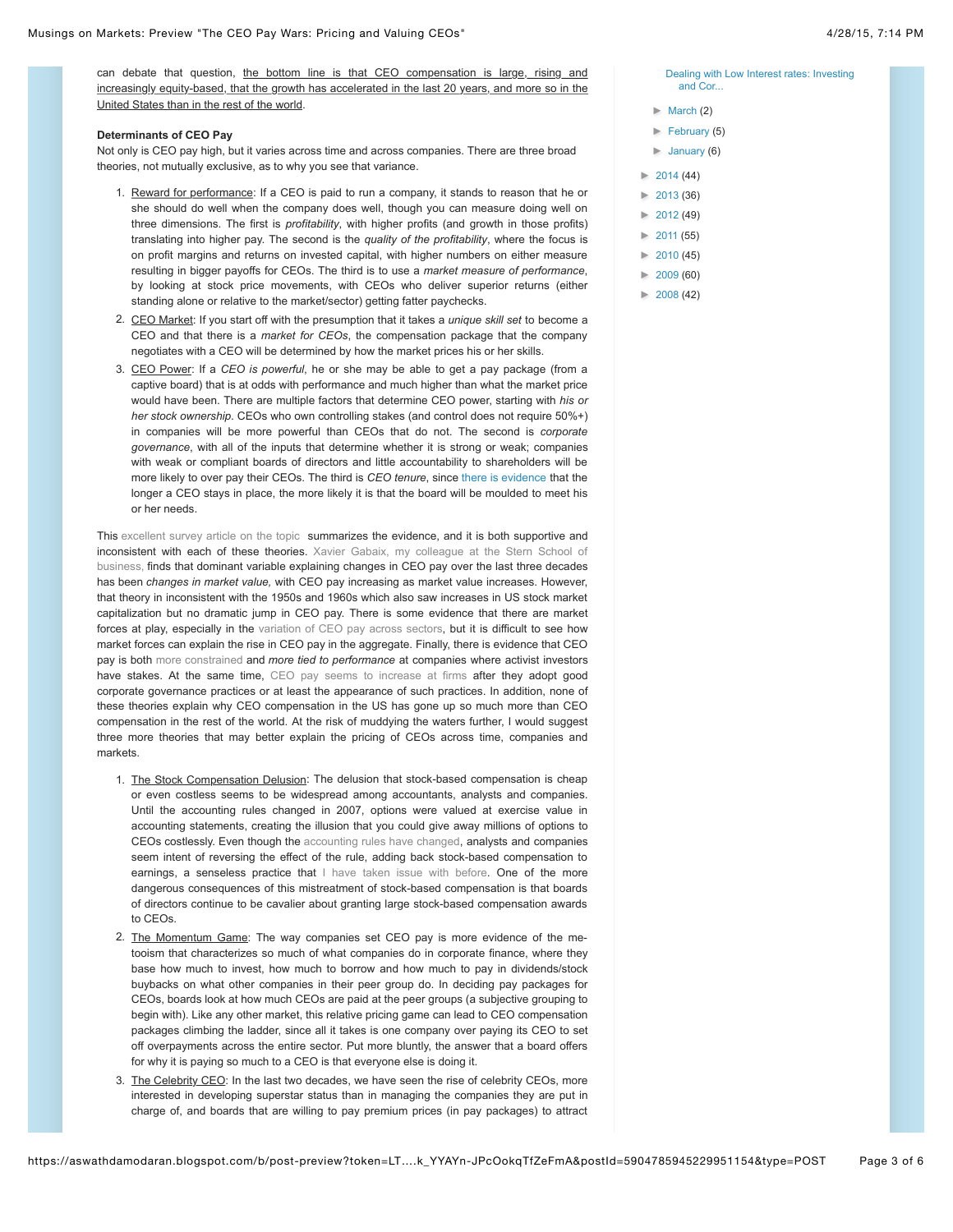can debate that question, the bottom line is that CEO compensation is large, rising and increasingly equity-based, that the growth has accelerated in the last 20 years, and more so in the United States than in the rest of the world.

**Determinants of CEO Pay**

Not only is CEO pay high, but it varies across time and across companies. There are three broad theories, not mutually exclusive, as to why you see that variance.

1. Reward for performance: If a CEO is paid to run a company, it stands to reason that he or she should do well when the company does well, though you can measure doing well on three dimensions. The first is *profitability*, with higher profits (and growth in those profits) translating into higher pay. The second is the *quality of the profitability*, where the focus is on profit margins and returns on invested capital, with higher numbers on either measure resulting in bigger payoffs for CEOs. The third is to use a *market measure of performance*, by looking at stock price movements, with CEOs who deliver superior returns (either standing alone or relative to the market/sector) getting fatter paychecks.
2. CEO Market: If you start off with the presumption that it takes a *unique skill set* to become a CEO and that there is a *market for CEOs*, the compensation package that the company negotiates with a CEO will be determined by how the market prices his or her skills.
3. CEO Power: If a *CEO is powerful*, he or she may be able to get a pay package (from a captive board) that is at odds with performance and much higher than what the market price would have been. There are multiple factors that determine CEO power, starting with *his or her stock ownership*. CEOs who own controlling stakes (and control does not require 50%+) in companies will be more powerful than CEOs that do not. The second is *corporate governance*, with all of the inputs that determine whether it is strong or weak; companies with weak or compliant boards of directors and little accountability to shareholders will be more likely to over pay their CEOs. The third is *CEO tenure*, since there is evidence that the longer a CEO stays in place, the more likely it is that the board will be moulded to meet his or her needs.

This excellent survey article on the topic summarizes the evidence, and it is both supportive and inconsistent with each of these theories. Xavier Gabaix, my colleague at the Stern School of business, finds that dominant variable explaining changes in CEO pay over the last three decades has been *changes in market value,* with CEO pay increasing as market value increases. However, that theory in inconsistent with the 1950s and 1960s which also saw increases in US stock market capitalization but no dramatic jump in CEO pay. There is some evidence that there are market forces at play, especially in the variation of CEO pay across sectors, but it is difficult to see how market forces can explain the rise in CEO pay in the aggregate. Finally, there is evidence that CEO pay is both more constrained and *more tied to performance* at companies where activist investors have stakes. At the same time, CEO pay seems to increase at firms after they adopt good corporate governance practices or at least the appearance of such practices. In addition, none of these theories explain why CEO compensation in the US has gone up so much more than CEO compensation in the rest of the world. At the risk of muddying the waters further, I would suggest three more theories that may better explain the pricing of CEOs across time, companies and markets.

1. The Stock Compensation Delusion: The delusion that stock-based compensation is cheap or even costless seems to be widespread among accountants, analysts and companies. Until the accounting rules changed in 2007, options were valued at exercise value in accounting statements, creating the illusion that you could give away millions of options to CEOs costlessly. Even though the accounting rules have changed, analysts and companies seem intent of reversing the effect of the rule, adding back stock-based compensation to earnings, a senseless practice that I have taken issue with before. One of the more dangerous consequences of this mistreatment of stock-based compensation is that boards of directors continue to be cavalier about granting large stock-based compensation awards to CEOs.
2. The Momentum Game: The way companies set CEO pay is more evidence of the me-tooism that characterizes so much of what companies do in corporate finance, where they base how much to invest, how much to borrow and how much to pay in dividends/stock buybacks on what other companies in their peer group do. In deciding pay packages for CEOs, boards look at how much CEOs are paid at the peer groups (a subjective grouping to begin with). Like any other market, this relative pricing game can lead to CEO compensation packages climbing the ladder, since all it takes is one company over paying its CEO to set off overpayments across the entire sector. Put more bluntly, the answer that a board offers for why it is paying so much to a CEO is that everyone else is doing it.
3. The Celebrity CEO: In the last two decades, we have seen the rise of celebrity CEOs, more interested in developing superstar status than in managing the companies they are put in charge of, and boards that are willing to pay premium prices (in pay packages) to attract

Dealing with Low Interest rates: Investing and Cor...

- March (2)
- February (5)
- January (6)

- 2014 (44)
- 2013 (36)
- 2012 (49)
- 2011 (55)
- 2010 (45)
- 2009 (60)
- 2008 (42)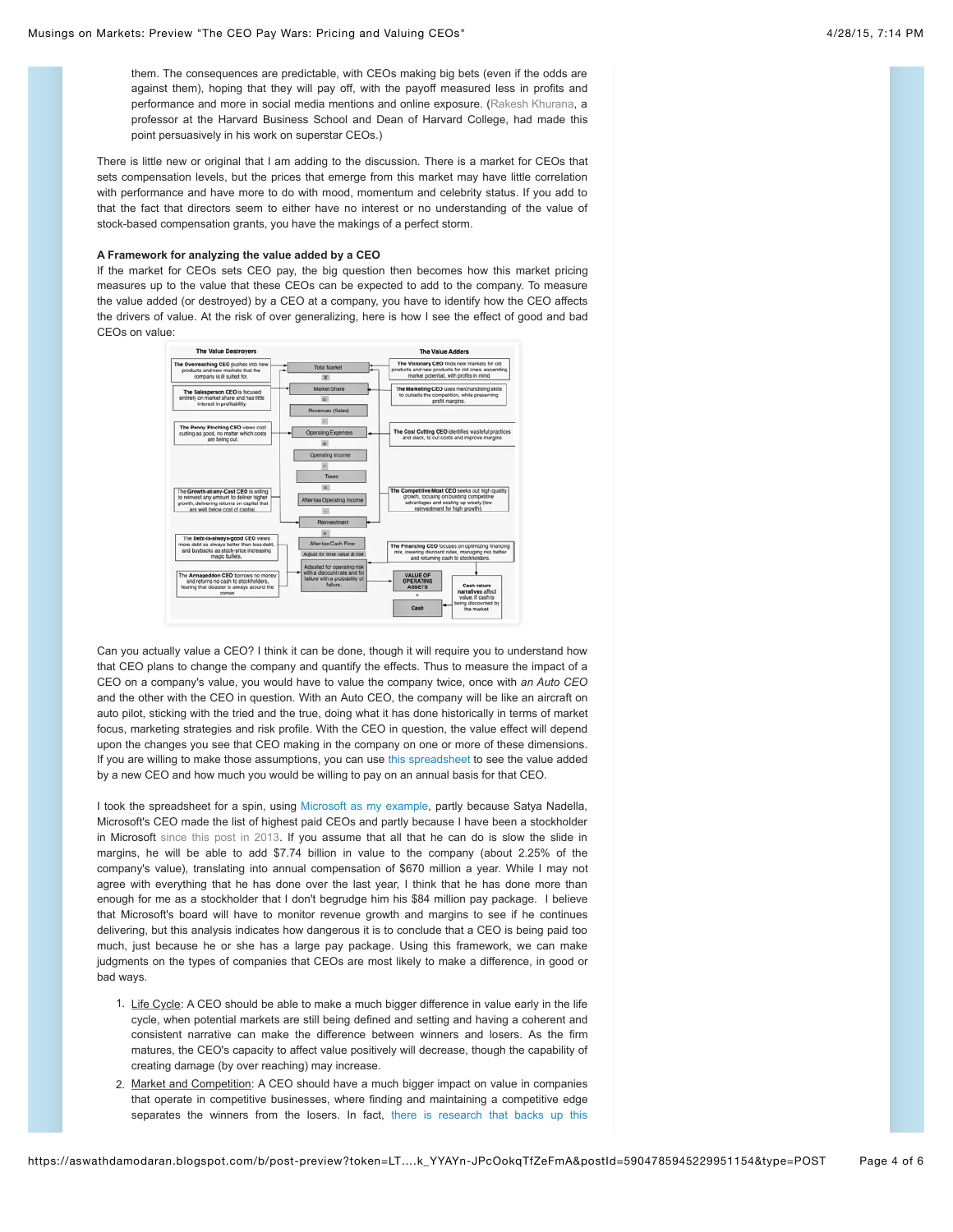them. The consequences are predictable, with CEOs making big bets (even if the odds are against them), hoping that they will pay off, with the payoff measured less in profits and performance and more in social media mentions and online exposure. (Rakesh Khurana, a professor at the Harvard Business School and Dean of Harvard College, had made this point persuasively in his work on superstar CEOs.)

There is little new or original that I am adding to the discussion. There is a market for CEOs that sets compensation levels, but the prices that emerge from this market may have little correlation with performance and have more to do with mood, momentum and celebrity status. If you add to that the fact that directors seem to either have no interest or no understanding of the value of stock-based compensation grants, you have the makings of a perfect storm.

**A Framework for analyzing the value added by a CEO**

If the market for CEOs sets CEO pay, the big question then becomes how this market pricing measures up to the value that these CEOs can be expected to add to the company. To measure the value added (or destroyed) by a CEO at a company, you have to identify how the CEO affects the drivers of value. At the risk of over generalizing, here is how I see the effect of good and bad CEOs on value:

| The Value Destroyers | Value Drivers | The Value Adders |
|---|---|---|
| **The Overreaching CEO** pushes into new products and new markets that the company is ill suited for. | Total Market | **The Visionary CEO** finds new markets for old products and new products for old ones, expanding market potential, with profits in mind |
| | X | |
| **The Salesperson CEO** is focused entirely on market share and has little interest in profitability. | Market Share | **The Marketing CEO** uses merchandising skills to outsells the competition, while preserving profit margins. |
| | = | |
| | Revenues (Sales) | |
| | - | |
| **The Penny Pinching CEO** views cost cutting as good, no matter which costs are being cut. | Operating Expenses | **The Cost Cutting CEO** identifies wasteful practices and slack, to cut costs and improve margins |
| | = | |
| | Operating Income | |
| | - | |
| | Taxes | |
| | = | |
| **The Growth-at-any-Cost CEO** is willing to reinvest any amount to deliver higher growth, delivering returns on capital that are well below cost of capital. | After-tax Operating Income | **The Competitive Moat CEO** seeks out high quality growth, focusing on building competitive advantages and scaling up wisely (low reinvestment for high growth). |
| | - | |
| | Reinvestment | |
| | = | |
| **The Debt-is-always-good CEO** views more debt as always better than less debt, and buybacks as stock-price increasing magic bullets. | After-tax Cash Flow | **The Financing CEO** focuses on optimizing financing mix, lowering discount rates, managing risk better and returning cash to stockholders. |
| | Adjust for time value & risk | |
| **The Armageddon CEO** borrows no money and returns no cash to stockholders, fearing that disaster is always around the corner. | Adjusted for operating risk with a discount rate and for failure with a probability of failure. | |
| | VALUE OF OPERATING ASSETS + Cash | **Cash return narratives** affect value, if cash is being discounted by the market. |

Can you actually value a CEO? I think it can be done, though it will require you to understand how that CEO plans to change the company and quantify the effects. Thus to measure the impact of a CEO on a company's value, you would have to value the company twice, once with *an Auto CEO* and the other with the CEO in question. With an Auto CEO, the company will be like an aircraft on auto pilot, sticking with the tried and the true, doing what it has done historically in terms of market focus, marketing strategies and risk profile. With the CEO in question, the value effect will depend upon the changes you see that CEO making in the company on one or more of these dimensions. If you are willing to make those assumptions, you can use this spreadsheet to see the value added by a new CEO and how much you would be willing to pay on an annual basis for that CEO.

I took the spreadsheet for a spin, using Microsoft as my example, partly because Satya Nadella, Microsoft's CEO made the list of highest paid CEOs and partly because I have been a stockholder in Microsoft since this post in 2013. If you assume that all that he can do is slow the slide in margins, he will be able to add $7.74 billion in value to the company (about 2.25% of the company's value), translating into annual compensation of $670 million a year. While I may not agree with everything that he has done over the last year, I think that he has done more than enough for me as a stockholder that I don't begrudge him his $84 million pay package. I believe that Microsoft's board will have to monitor revenue growth and margins to see if he continues delivering, but this analysis indicates how dangerous it is to conclude that a CEO is being paid too much, just because he or she has a large pay package. Using this framework, we can make judgments on the types of companies that CEOs are most likely to make a difference, in good or bad ways.

1. Life Cycle: A CEO should be able to make a much bigger difference in value early in the life cycle, when potential markets are still being defined and setting and having a coherent and consistent narrative can make the difference between winners and losers. As the firm matures, the CEO's capacity to affect value positively will decrease, though the capability of creating damage (by over reaching) may increase.
2. Market and Competition: A CEO should have a much bigger impact on value in companies that operate in competitive businesses, where finding and maintaining a competitive edge separates the winners from the losers. In fact, there is research that backs up this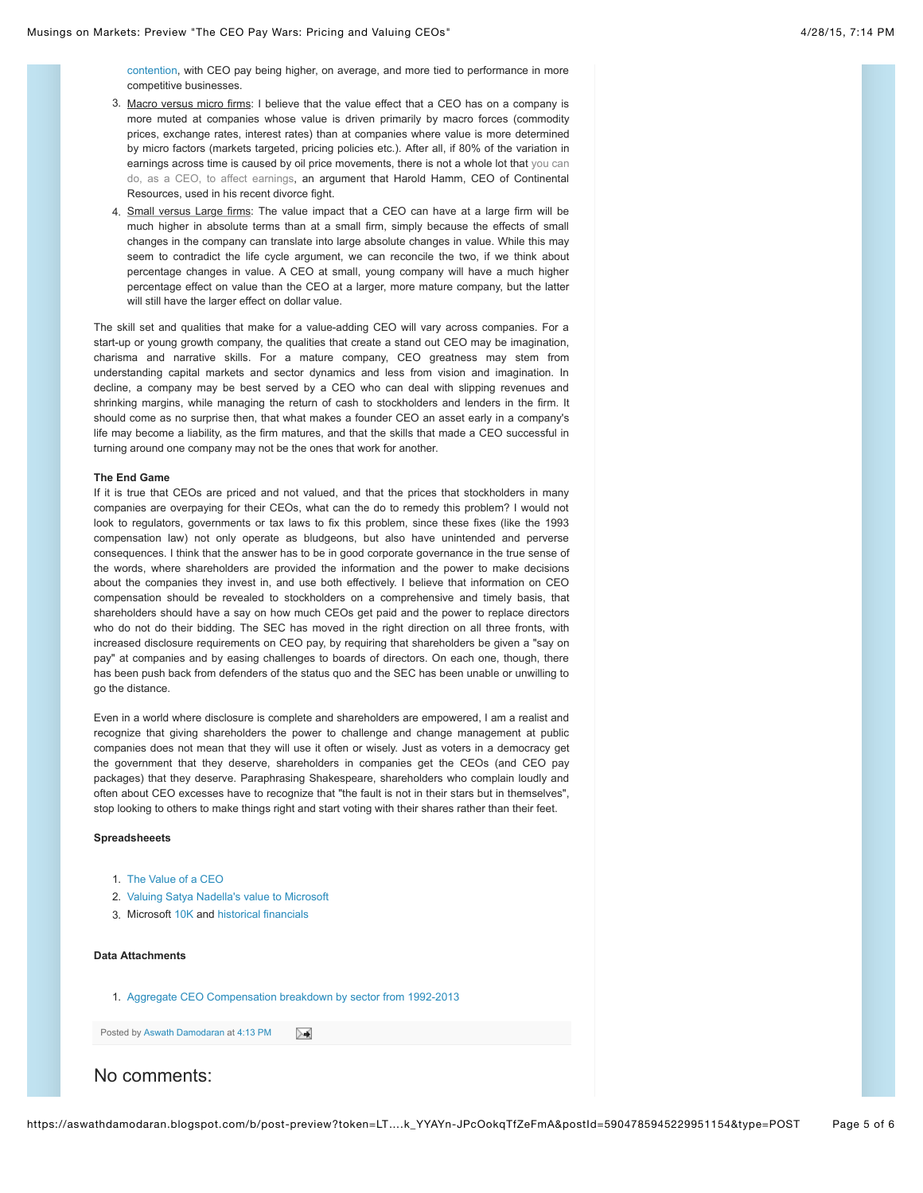contention, with CEO pay being higher, on average, and more tied to performance in more competitive businesses.

3. <u>Macro versus micro firms</u>: I believe that the value effect that a CEO has on a company is more muted at companies whose value is driven primarily by macro forces (commodity prices, exchange rates, interest rates) than at companies where value is more determined by micro factors (markets targeted, pricing policies etc.). After all, if 80% of the variation in earnings across time is caused by oil price movements, there is not a whole lot that you can do, as a CEO, to affect earnings, an argument that Harold Hamm, CEO of Continental Resources, used in his recent divorce fight.
4. <u>Small versus Large firms</u>: The value impact that a CEO can have at a large firm will be much higher in absolute terms than at a small firm, simply because the effects of small changes in the company can translate into large absolute changes in value. While this may seem to contradict the life cycle argument, we can reconcile the two, if we think about percentage changes in value. A CEO at small, young company will have a much higher percentage effect on value than the CEO at a larger, more mature company, but the latter will still have the larger effect on dollar value.

The skill set and qualities that make for a value-adding CEO will vary across companies. For a start-up or young growth company, the qualities that create a stand out CEO may be imagination, charisma and narrative skills. For a mature company, CEO greatness may stem from understanding capital markets and sector dynamics and less from vision and imagination. In decline, a company may be best served by a CEO who can deal with slipping revenues and shrinking margins, while managing the return of cash to stockholders and lenders in the firm. It should come as no surprise then, that what makes a founder CEO an asset early in a company's life may become a liability, as the firm matures, and that the skills that made a CEO successful in turning around one company may not be the ones that work for another.

**The End Game**

If it is true that CEOs are priced and not valued, and that the prices that stockholders in many companies are overpaying for their CEOs, what can the do to remedy this problem? I would not look to regulators, governments or tax laws to fix this problem, since these fixes (like the 1993 compensation law) not only operate as bludgeons, but also have unintended and perverse consequences. I think that the answer has to be in good corporate governance in the true sense of the words, where shareholders are provided the information and the power to make decisions about the companies they invest in, and use both effectively. I believe that information on CEO compensation should be revealed to stockholders on a comprehensive and timely basis, that shareholders should have a say on how much CEOs get paid and the power to replace directors who do not do their bidding. The SEC has moved in the right direction on all three fronts, with increased disclosure requirements on CEO pay, by requiring that shareholders be given a "say on pay" at companies and by easing challenges to boards of directors. On each one, though, there has been push back from defenders of the status quo and the SEC has been unable or unwilling to go the distance.

Even in a world where disclosure is complete and shareholders are empowered, I am a realist and recognize that giving shareholders the power to challenge and change management at public companies does not mean that they will use it often or wisely. Just as voters in a democracy get the government that they deserve, shareholders in companies get the CEOs (and CEO pay packages) that they deserve. Paraphrasing Shakespeare, shareholders who complain loudly and often about CEO excesses have to recognize that "the fault is not in their stars but in themselves", stop looking to others to make things right and start voting with their shares rather than their feet.

**Spreadsheeets**

1. The Value of a CEO
2. Valuing Satya Nadella's value to Microsoft
3. Microsoft 10K and historical financials

**Data Attachments**

1. Aggregate CEO Compensation breakdown by sector from 1992-2013

Posted by Aswath Damodaran at 4:13 PM

## No comments: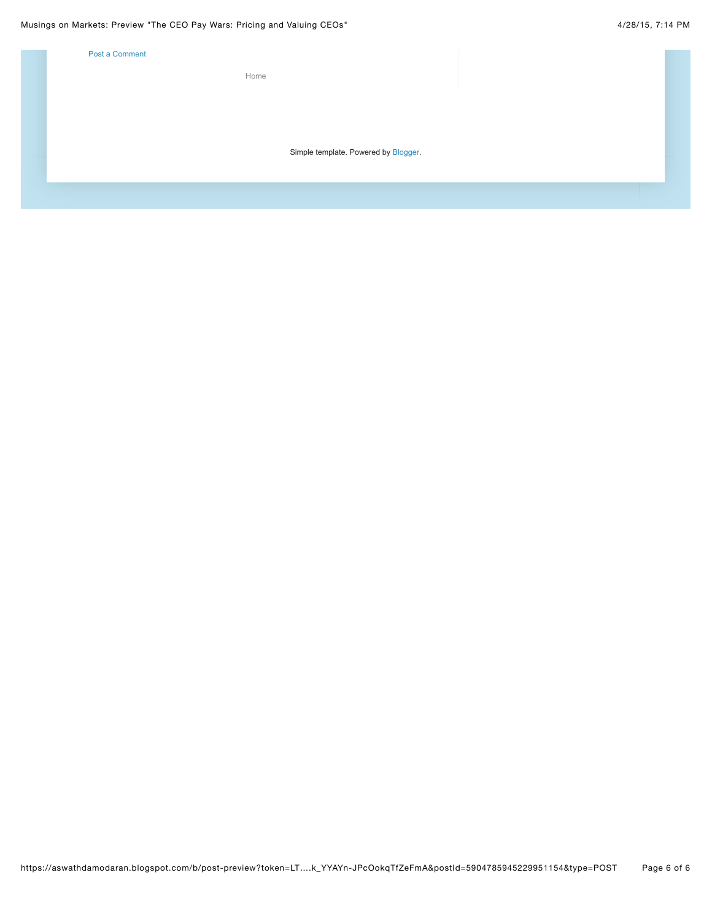Post a Comment

Home

Simple template. Powered by Blogger.